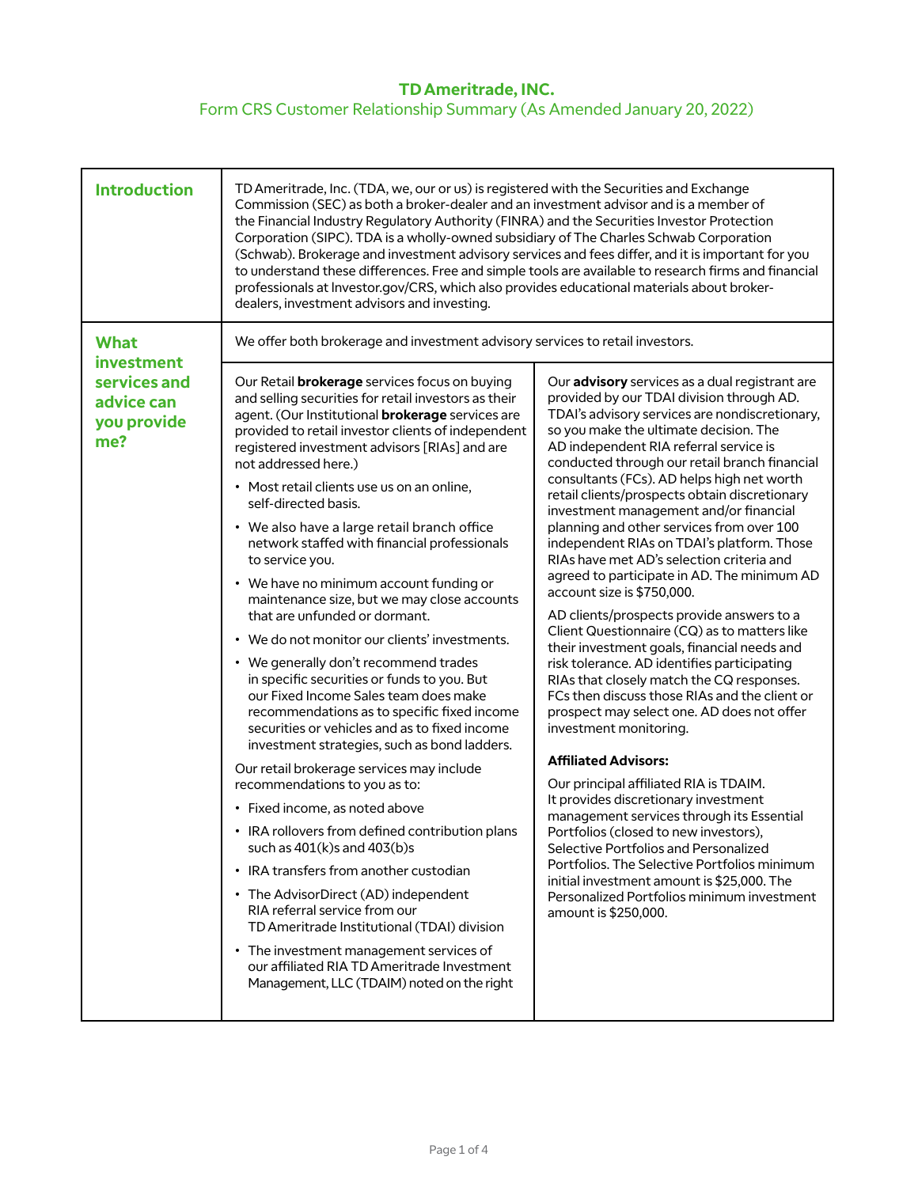# TD Ameritrade, INC.

## Form CRS Customer Relationship Summary (As Amended January 20, 2022)

### Introduction

TD Ameritrade, Inc. (TDA, we, our or us) is registered with the Securities and Exchange Commission (SEC) as both a broker-dealer and an investment advisor and is a member of the Financial Industry Regulatory Authority (FINRA) and the Securities Investor Protection Corporation (SIPC). TDA is a wholly-owned subsidiary of The Charles Schwab Corporation (Schwab). Brokerage and investment advisory services and fees differ, and it is important for you to understand these differences. Free and simple tools are available to research firms and financial professionals at Investor.gov/CRS, which also provides educational materials about broker-dealers, investment advisors and investing.

### What investment services and advice can you provide me?

We offer both brokerage and investment advisory services to retail investors.

Our Retail **brokerage** services focus on buying and selling securities for retail investors as their agent. (Our Institutional **brokerage** services are provided to retail investor clients of independent registered investment advisors [RIAs] and are not addressed here.)

- Most retail clients use us on an online, self-directed basis.
- We also have a large retail branch office network staffed with financial professionals to service you.
- We have no minimum account funding or maintenance size, but we may close accounts that are unfunded or dormant.
- We do not monitor our clients' investments.
- We generally don't recommend trades in specific securities or funds to you. But our Fixed Income Sales team does make recommendations as to specific fixed income securities or vehicles and as to fixed income investment strategies, such as bond ladders.

Our retail brokerage services may include recommendations to you as to:

- Fixed income, as noted above
- IRA rollovers from defined contribution plans such as 401(k)s and 403(b)s
- IRA transfers from another custodian
- The AdvisorDirect (AD) independent RIA referral service from our TD Ameritrade Institutional (TDAI) division
- The investment management services of our affiliated RIA TD Ameritrade Investment Management, LLC (TDAIM) noted on the right

Our **advisory** services as a dual registrant are provided by our TDAI division through AD. TDAI's advisory services are nondiscretionary, so you make the ultimate decision. The AD independent RIA referral service is conducted through our retail branch financial consultants (FCs). AD helps high net worth retail clients/prospects obtain discretionary investment management and/or financial planning and other services from over 100 independent RIAs on TDAI's platform. Those RIAs have met AD's selection criteria and agreed to participate in AD. The minimum AD account size is $750,000.

AD clients/prospects provide answers to a Client Questionnaire (CQ) as to matters like their investment goals, financial needs and risk tolerance. AD identifies participating RIAs that closely match the CQ responses. FCs then discuss those RIAs and the client or prospect may select one. AD does not offer investment monitoring.

**Affiliated Advisors:**

Our principal affiliated RIA is TDAIM. It provides discretionary investment management services through its Essential Portfolios (closed to new investors), Selective Portfolios and Personalized Portfolios. The Selective Portfolios minimum initial investment amount is $25,000. The Personalized Portfolios minimum investment amount is $250,000.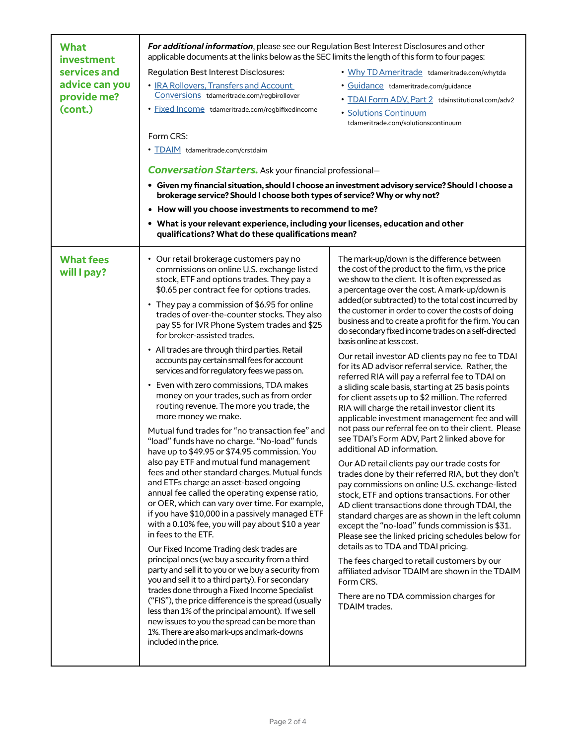## What investment services and advice can you provide me? (cont.)

***For additional information***, please see our Regulation Best Interest Disclosures and other applicable documents at the links below as the SEC limits the length of this form to four pages:

Regulation Best Interest Disclosures:

- IRA Rollovers, Transfers and Account Conversions tdameritrade.com/regbirollover
- Fixed Income tdameritrade.com/regbifixedincome
- Why TD Ameritrade tdameritrade.com/whytda
- Guidance tdameritrade.com/guidance
- TDAI Form ADV, Part 2 tdainstitutional.com/adv2
- Solutions Continuum tdameritrade.com/solutionscontinuum

Form CRS:

- TDAIM tdameritrade.com/crstdaim

***Conversation Starters.*** Ask your financial professional—

- **Given my financial situation, should I choose an investment advisory service? Should I choose a brokerage service? Should I choose both types of service? Why or why not?**
- **How will you choose investments to recommend to me?**
- **What is your relevant experience, including your licenses, education and other qualifications? What do these qualifications mean?**

## What fees will I pay?

- Our retail brokerage customers pay no commissions on online U.S. exchange listed stock, ETF and options trades. They pay a $0.65 per contract fee for options trades.
- They pay a commission of $6.95 for online trades of over-the-counter stocks. They also pay $5 for IVR Phone System trades and $25 for broker-assisted trades.
- All trades are through third parties. Retail accounts pay certain small fees for account services and for regulatory fees we pass on.
- Even with zero commissions, TDA makes money on your trades, such as from order routing revenue. The more you trade, the more money we make.

Mutual fund trades for "no transaction fee" and "load" funds have no charge. "No-load" funds have up to $49.95 or $74.95 commission. You also pay ETF and mutual fund management fees and other standard charges. Mutual funds and ETFs charge an asset-based ongoing annual fee called the operating expense ratio, or OER, which can vary over time. For example, if you have $10,000 in a passively managed ETF with a 0.10% fee, you will pay about $10 a year in fees to the ETF.

Our Fixed Income Trading desk trades are principal ones (we buy a security from a third party and sell it to you or we buy a security from you and sell it to a third party). For secondary trades done through a Fixed Income Specialist ("FIS"), the price difference is the spread (usually less than 1% of the principal amount). If we sell new issues to you the spread can be more than 1%. There are also mark-ups and mark-downs included in the price.

The mark-up/down is the difference between the cost of the product to the firm, vs the price we show to the client. It is often expressed as a percentage over the cost. A mark-up/down is added(or subtracted) to the total cost incurred by the customer in order to cover the costs of doing business and to create a profit for the firm. You can do secondary fixed income trades on a self-directed basis online at less cost.

Our retail investor AD clients pay no fee to TDAI for its AD advisor referral service. Rather, the referred RIA will pay a referral fee to TDAI on a sliding scale basis, starting at 25 basis points for client assets up to $2 million. The referred RIA will charge the retail investor client its applicable investment management fee and will not pass our referral fee on to their client. Please see TDAI's Form ADV, Part 2 linked above for additional AD information.

Our AD retail clients pay our trade costs for trades done by their referred RIA, but they don't pay commissions on online U.S. exchange-listed stock, ETF and options transactions. For other AD client transactions done through TDAI, the standard charges are as shown in the left column except the "no-load" funds commission is $31. Please see the linked pricing schedules below for details as to TDA and TDAI pricing.

The fees charged to retail customers by our affiliated advisor TDAIM are shown in the TDAIM Form CRS.

There are no TDA commission charges for TDAIM trades.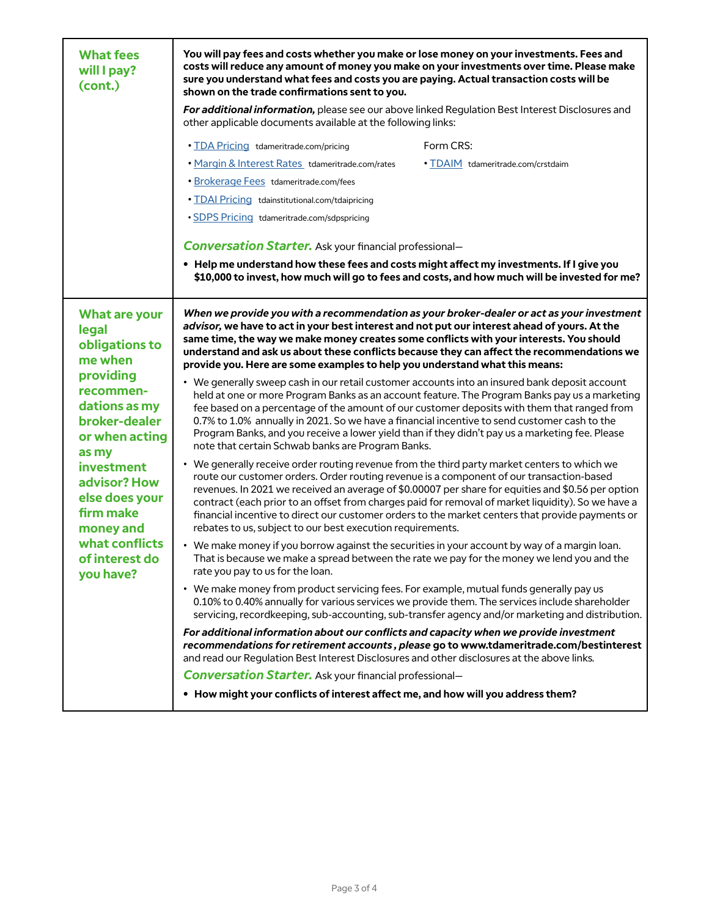## What fees will I pay? (cont.)

**You will pay fees and costs whether you make or lose money on your investments. Fees and costs will reduce any amount of money you make on your investments over time. Please make sure you understand what fees and costs you are paying. Actual transaction costs will be shown on the trade confirmations sent to you.**

***For additional information,*** please see our above linked Regulation Best Interest Disclosures and other applicable documents available at the following links:

- TDA Pricing tdameritrade.com/pricing
- Margin & Interest Rates tdameritrade.com/rates
- Brokerage Fees tdameritrade.com/fees
- TDAI Pricing tdainstitutional.com/tdaipricing
- SDPS Pricing tdameritrade.com/sdpspricing

Form CRS:

- TDAIM tdameritrade.com/crstdaim

***Conversation Starter.*** Ask your financial professional—

- **Help me understand how these fees and costs might affect my investments. If I give you $10,000 to invest, how much will go to fees and costs, and how much will be invested for me?**

## What are your legal obligations to me when providing recommendations as my broker-dealer or when acting as my investment advisor? How else does your firm make money and what conflicts of interest do you have?

***When we provide you with a recommendation as your broker-dealer or act as your investment advisor,*** **we have to act in your best interest and not put our interest ahead of yours. At the same time, the way we make money creates some conflicts with your interests. You should understand and ask us about these conflicts because they can affect the recommendations we provide you. Here are some examples to help you understand what this means:**

- We generally sweep cash in our retail customer accounts into an insured bank deposit account held at one or more Program Banks as an account feature. The Program Banks pay us a marketing fee based on a percentage of the amount of our customer deposits with them that ranged from 0.7% to 1.0% annually in 2021. So we have a financial incentive to send customer cash to the Program Banks, and you receive a lower yield than if they didn't pay us a marketing fee. Please note that certain Schwab banks are Program Banks.
- We generally receive order routing revenue from the third party market centers to which we route our customer orders. Order routing revenue is a component of our transaction-based revenues. In 2021 we received an average of $0.00007 per share for equities and $0.56 per option contract (each prior to an offset from charges paid for removal of market liquidity). So we have a financial incentive to direct our customer orders to the market centers that provide payments or rebates to us, subject to our best execution requirements.
- We make money if you borrow against the securities in your account by way of a margin loan. That is because we make a spread between the rate we pay for the money we lend you and the rate you pay to us for the loan.
- We make money from product servicing fees. For example, mutual funds generally pay us 0.10% to 0.40% annually for various services we provide them. The services include shareholder servicing, recordkeeping, sub-accounting, sub-transfer agency and/or marketing and distribution.

***For additional information about our conflicts and capacity when we provide investment recommendations for retirement accounts , please*** **go to www.tdameritrade.com/bestinterest** and read our Regulation Best Interest Disclosures and other disclosures at the above links.

***Conversation Starter.*** Ask your financial professional—

- **How might your conflicts of interest affect me, and how will you address them?**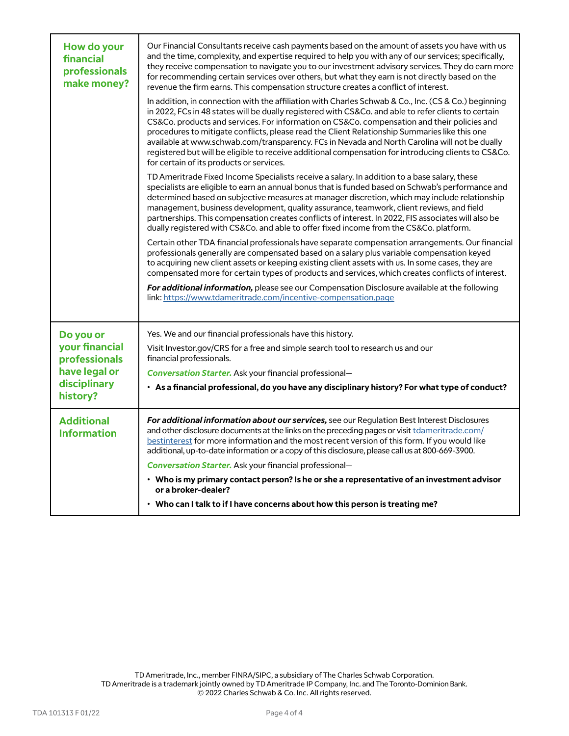| | |
|---|---|
| **How do your financial professionals make money?** | Our Financial Consultants receive cash payments based on the amount of assets you have with us and the time, complexity, and expertise required to help you with any of our services; specifically, they receive compensation to navigate you to our investment advisory services. They do earn more for recommending certain services over others, but what they earn is not directly based on the revenue the firm earns. This compensation structure creates a conflict of interest.<br><br>In addition, in connection with the affiliation with Charles Schwab & Co., Inc. (CS & Co.) beginning in 2022, FCs in 48 states will be dually registered with CS&Co. and able to refer clients to certain CS&Co. products and services. For information on CS&Co. compensation and their policies and procedures to mitigate conflicts, please read the Client Relationship Summaries like this one available at www.schwab.com/transparency. FCs in Nevada and North Carolina will not be dually registered but will be eligible to receive additional compensation for introducing clients to CS&Co. for certain of its products or services.<br><br>TD Ameritrade Fixed Income Specialists receive a salary. In addition to a base salary, these specialists are eligible to earn an annual bonus that is funded based on Schwab's performance and determined based on subjective measures at manager discretion, which may include relationship management, business development, quality assurance, teamwork, client reviews, and field partnerships. This compensation creates conflicts of interest. In 2022, FIS associates will also be dually registered with CS&Co. and able to offer fixed income from the CS&Co. platform.<br><br>Certain other TDA financial professionals have separate compensation arrangements. Our financial professionals generally are compensated based on a salary plus variable compensation keyed to acquiring new client assets or keeping existing client assets with us. In some cases, they are compensated more for certain types of products and services, which creates conflicts of interest.<br><br>***For additional information,*** please see our Compensation Disclosure available at the following link: https://www.tdameritrade.com/incentive-compensation.page |
| **Do you or your financial professionals have legal or disciplinary history?** | Yes. We and our financial professionals have this history.<br><br>Visit Investor.gov/CRS for a free and simple search tool to research us and our financial professionals.<br><br>***Conversation Starter.*** Ask your financial professional—<br><br>• **As a financial professional, do you have any disciplinary history? For what type of conduct?** |
| **Additional Information** | ***For additional information about our services,*** see our Regulation Best Interest Disclosures and other disclosure documents at the links on the preceding pages or visit tdameritrade.com/bestinterest for more information and the most recent version of this form. If you would like additional, up-to-date information or a copy of this disclosure, please call us at 800-669-3900.<br><br>***Conversation Starter.*** Ask your financial professional—<br><br>• **Who is my primary contact person? Is he or she a representative of an investment advisor or a broker-dealer?**<br><br>• **Who can I talk to if I have concerns about how this person is treating me?** |

TD Ameritrade, Inc., member FINRA/SIPC, a subsidiary of The Charles Schwab Corporation.
TD Ameritrade is a trademark jointly owned by TD Ameritrade IP Company, Inc. and The Toronto-Dominion Bank.
© 2022 Charles Schwab & Co. Inc. All rights reserved.

TDA 101313 F 01/22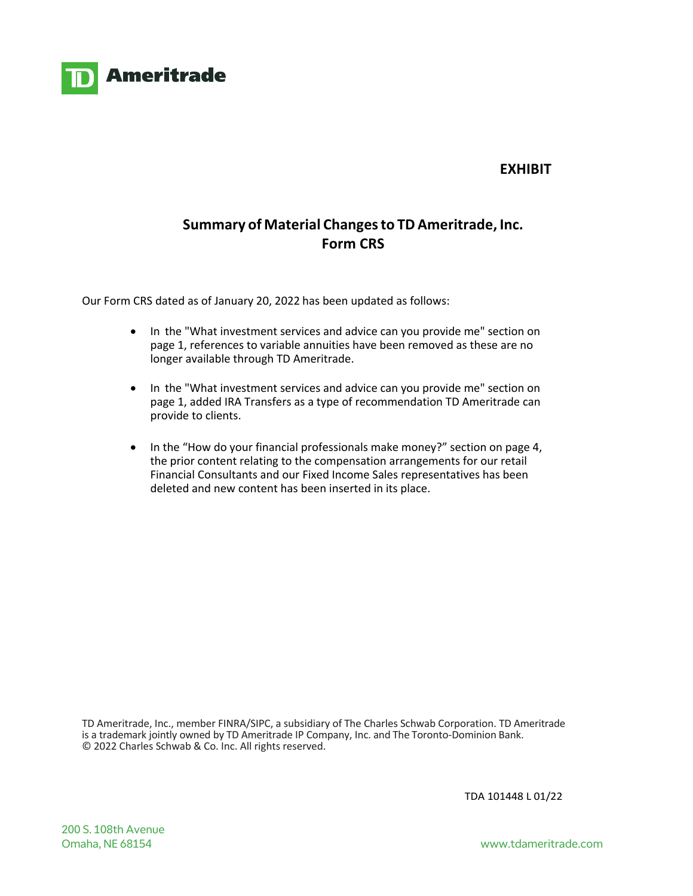**EXHIBIT**

# Summary of Material Changes to TD Ameritrade, Inc. Form CRS

Our Form CRS dated as of January 20, 2022 has been updated as follows:

- In the "What investment services and advice can you provide me" section on page 1, references to variable annuities have been removed as these are no longer available through TD Ameritrade.
- In the "What investment services and advice can you provide me" section on page 1, added IRA Transfers as a type of recommendation TD Ameritrade can provide to clients.
- In the "How do your financial professionals make money?" section on page 4, the prior content relating to the compensation arrangements for our retail Financial Consultants and our Fixed Income Sales representatives has been deleted and new content has been inserted in its place.

TD Ameritrade, Inc., member FINRA/SIPC, a subsidiary of The Charles Schwab Corporation. TD Ameritrade is a trademark jointly owned by TD Ameritrade IP Company, Inc. and The Toronto-Dominion Bank. © 2022 Charles Schwab & Co. Inc. All rights reserved.

TDA 101448 L 01/22

200 S. 108th Avenue
Omaha, NE 68154

www.tdameritrade.com